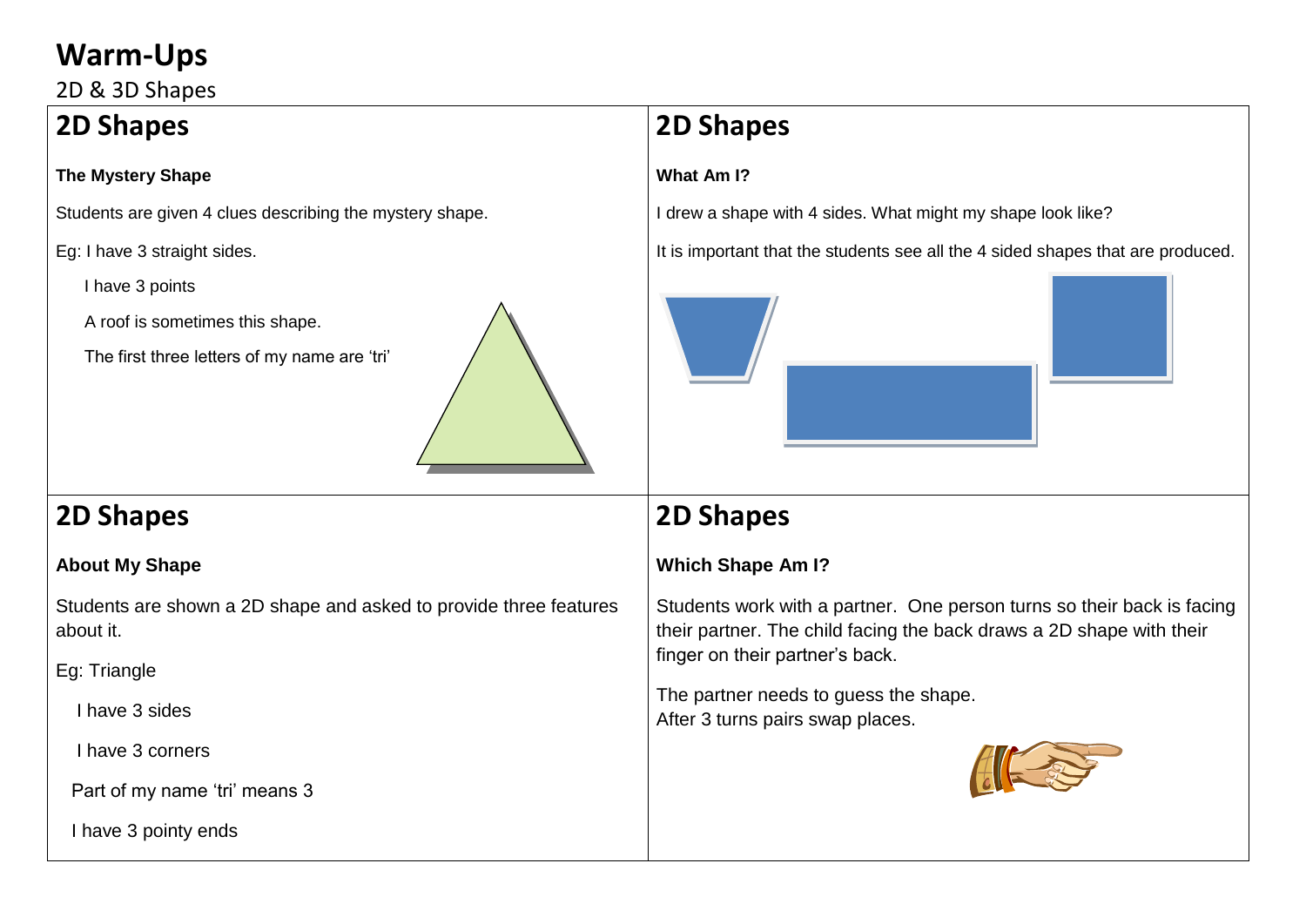# Warm-Ups

2D & 3D Shapes

## 2D Shapes

**The Mystery Shape**

Students are given 4 clues describing the mystery shape.

Eg: I have 3 straight sides.

I have 3 points

A roof is sometimes this shape.

The first three letters of my name are 'tri'

## 2D Shapes

**What Am I?**

I drew a shape with 4 sides. What might my shape look like?

It is important that the students see all the 4 sided shapes that are produced.

## 2D Shapes

**About My Shape**

Students are shown a 2D shape and asked to provide three features about it.

Eg: Triangle

I have 3 sides

I have 3 corners

Part of my name 'tri' means 3

I have 3 pointy ends

## 2D Shapes

**Which Shape Am I?**

Students work with a partner. One person turns so their back is facing their partner. The child facing the back draws a 2D shape with their finger on their partner's back.

The partner needs to guess the shape.
After 3 turns pairs swap places.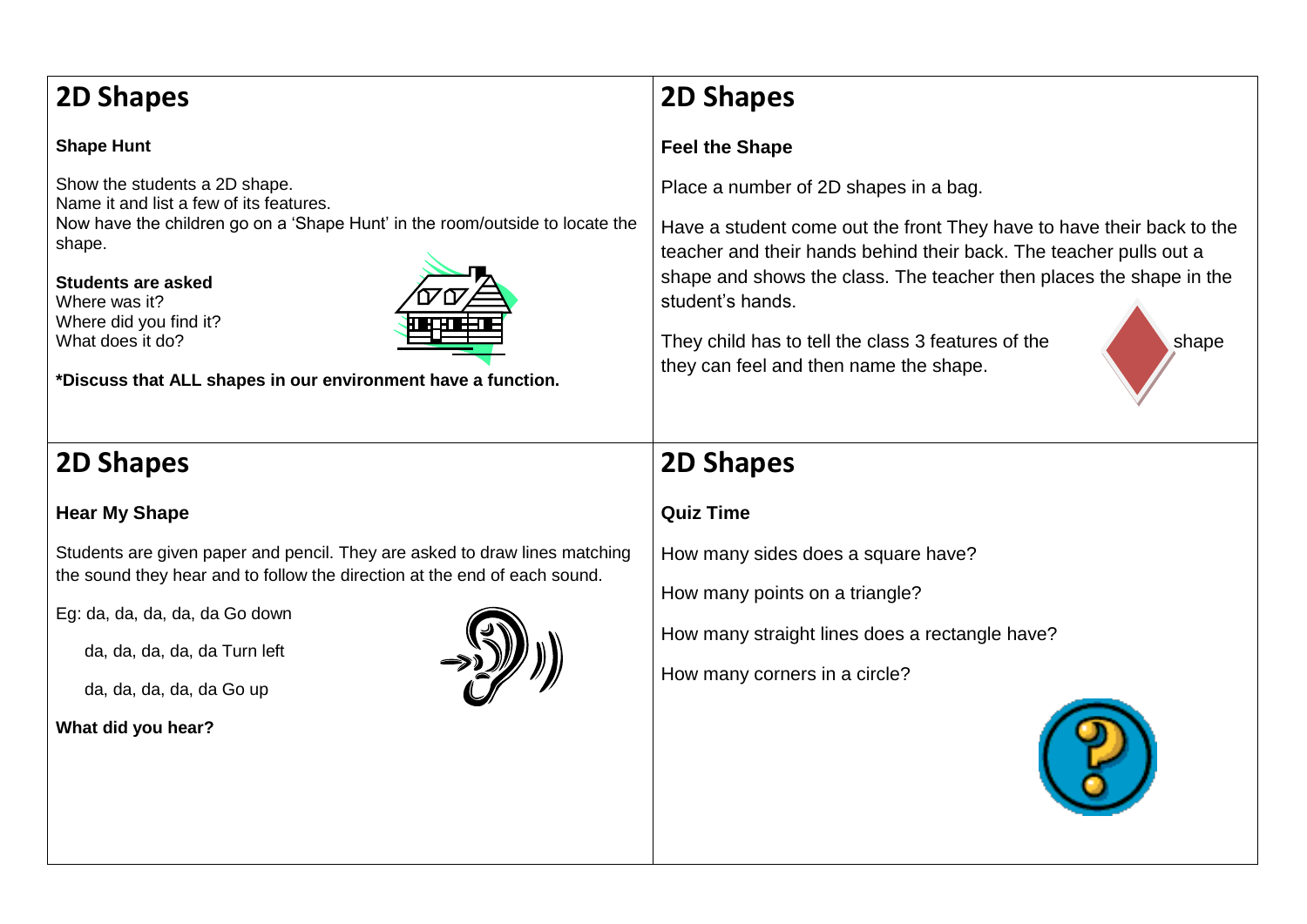## 2D Shapes

**Shape Hunt**

Show the students a 2D shape.
Name it and list a few of its features.
Now have the children go on a 'Shape Hunt' in the room/outside to locate the shape.

**Students are asked**
Where was it?
Where did you find it?
What does it do?

**\*Discuss that ALL shapes in our environment have a function.**

## 2D Shapes

**Feel the Shape**

Place a number of 2D shapes in a bag.

Have a student come out the front They have to have their back to the teacher and their hands behind their back. The teacher pulls out a shape and shows the class. The teacher then places the shape in the student's hands.

They child has to tell the class 3 features of the shape they can feel and then name the shape.

## 2D Shapes

**Hear My Shape**

Students are given paper and pencil. They are asked to draw lines matching the sound they hear and to follow the direction at the end of each sound.

Eg: da, da, da, da, da Go down

da, da, da, da, da Turn left

da, da, da, da, da Go up

**What did you hear?**

## 2D Shapes

**Quiz Time**

How many sides does a square have?

How many points on a triangle?

How many straight lines does a rectangle have?

How many corners in a circle?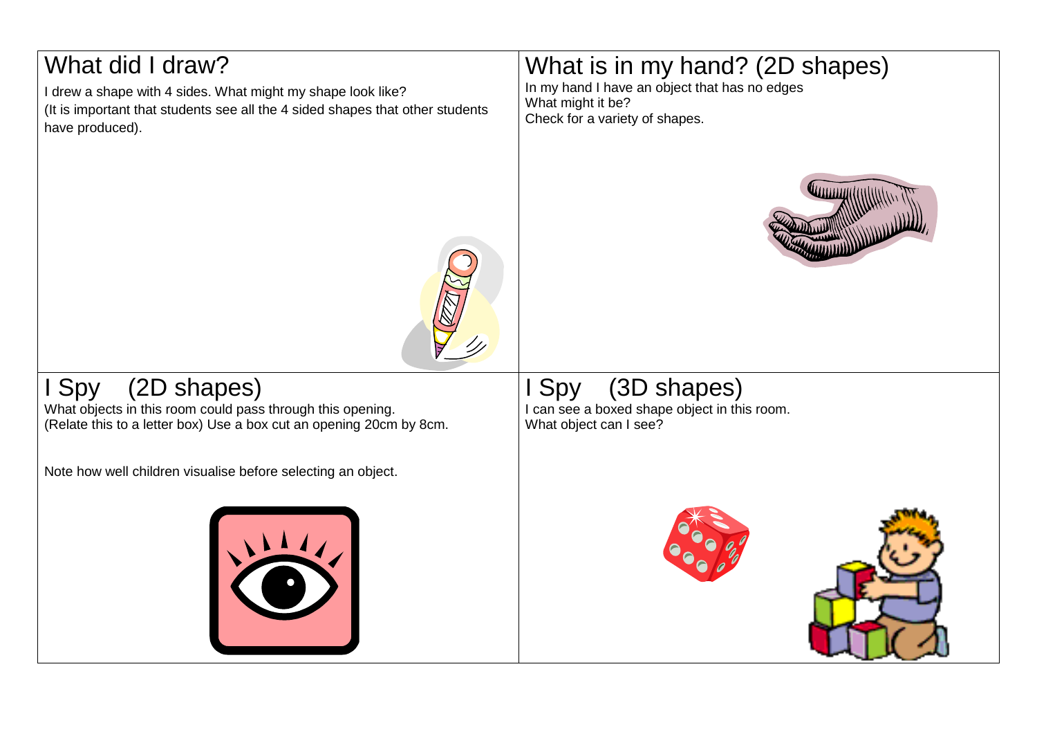## What did I draw?

I drew a shape with 4 sides. What might my shape look like?
(It is important that students see all the 4 sided shapes that other students have produced).

## What is in my hand? (2D shapes)

In my hand I have an object that has no edges
What might it be?
Check for a variety of shapes.

## I Spy (2D shapes)

What objects in this room could pass through this opening.
(Relate this to a letter box) Use a box cut an opening 20cm by 8cm.

Note how well children visualise before selecting an object.

## I Spy (3D shapes)

I can see a boxed shape object in this room.
What object can I see?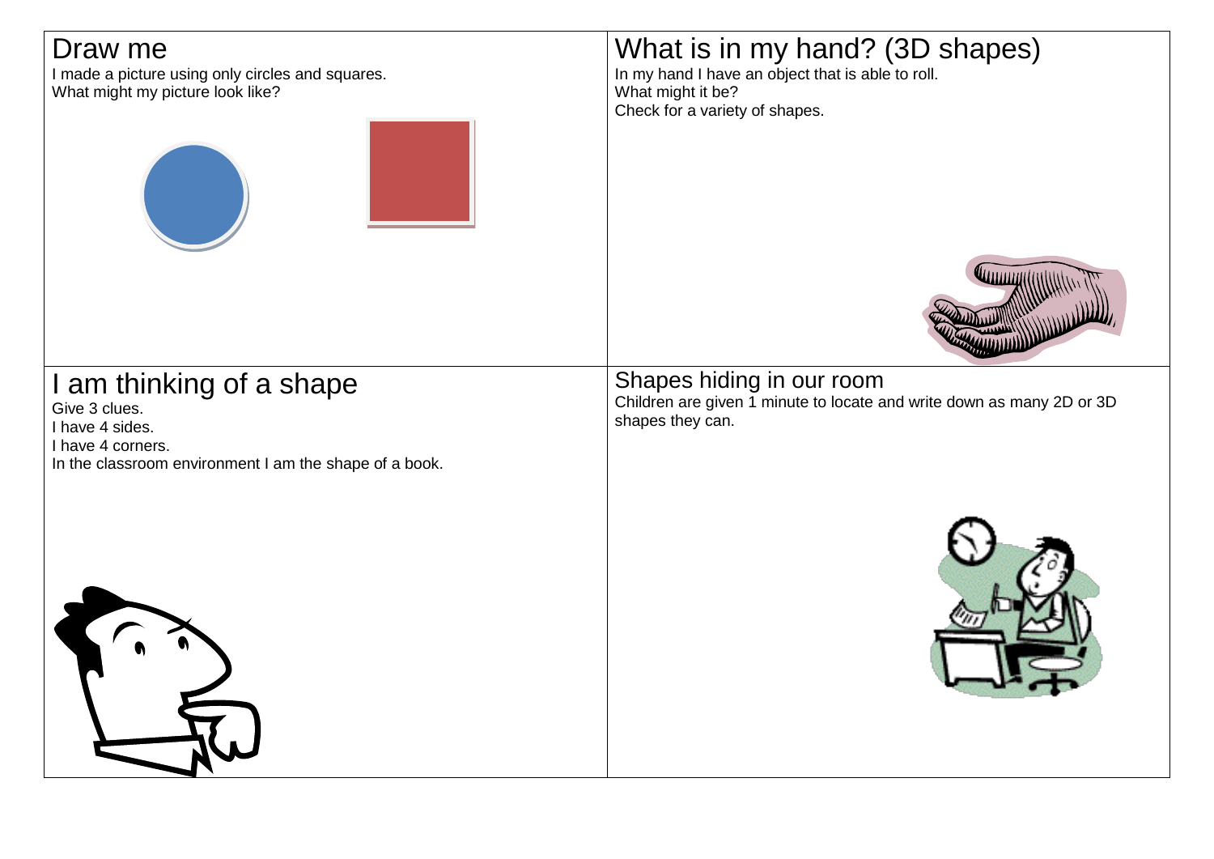## Draw me

I made a picture using only circles and squares.
What might my picture look like?

## What is in my hand? (3D shapes)

In my hand I have an object that is able to roll.
What might it be?
Check for a variety of shapes.

## I am thinking of a shape

Give 3 clues.
I have 4 sides.
I have 4 corners.
In the classroom environment I am the shape of a book.

## Shapes hiding in our room

Children are given 1 minute to locate and write down as many 2D or 3D shapes they can.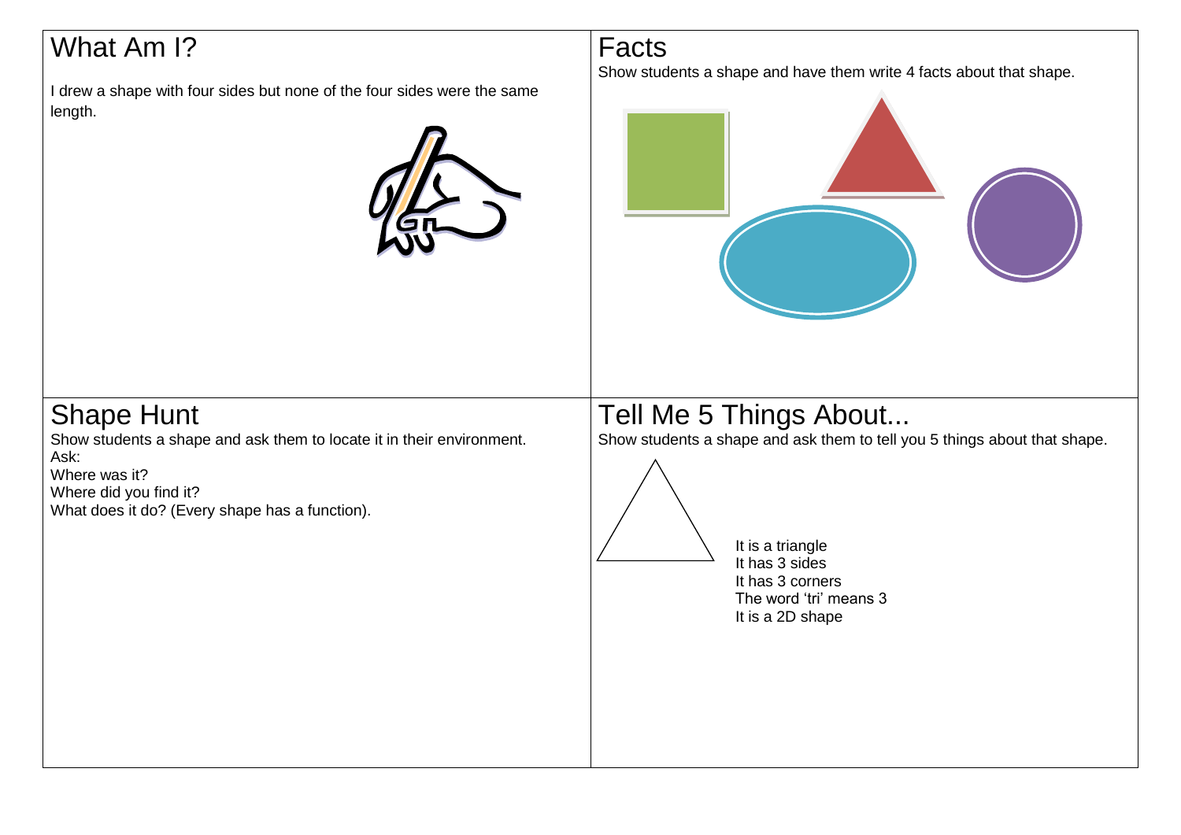## What Am I?

I drew a shape with four sides but none of the four sides were the same length.

## Facts

Show students a shape and have them write 4 facts about that shape.

## Shape Hunt

Show students a shape and ask them to locate it in their environment.
Ask:
Where was it?
Where did you find it?
What does it do? (Every shape has a function).

## Tell Me 5 Things About...

Show students a shape and ask them to tell you 5 things about that shape.

It is a triangle
It has 3 sides
It has 3 corners
The word 'tri' means 3
It is a 2D shape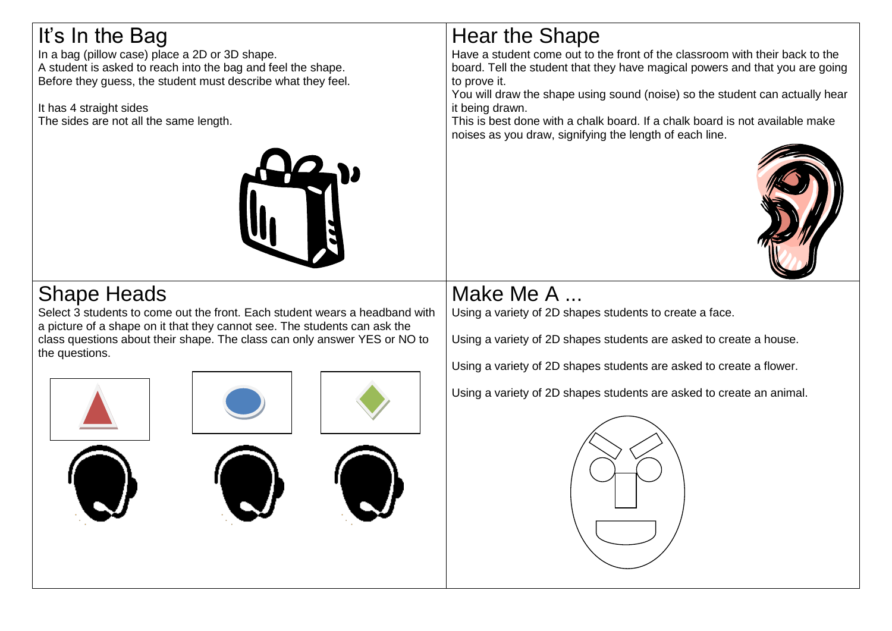## It's In the Bag

In a bag (pillow case) place a 2D or 3D shape.
A student is asked to reach into the bag and feel the shape.
Before they guess, the student must describe what they feel.

It has 4 straight sides
The sides are not all the same length.

## Hear the Shape

Have a student come out to the front of the classroom with their back to the board. Tell the student that they have magical powers and that you are going to prove it.
You will draw the shape using sound (noise) so the student can actually hear it being drawn.
This is best done with a chalk board. If a chalk board is not available make noises as you draw, signifying the length of each line.

## Shape Heads

Select 3 students to come out the front. Each student wears a headband with a picture of a shape on it that they cannot see. The students can ask the class questions about their shape. The class can only answer YES or NO to the questions.

## Make Me A ...

Using a variety of 2D shapes students to create a face.

Using a variety of 2D shapes students are asked to create a house.

Using a variety of 2D shapes students are asked to create a flower.

Using a variety of 2D shapes students are asked to create an animal.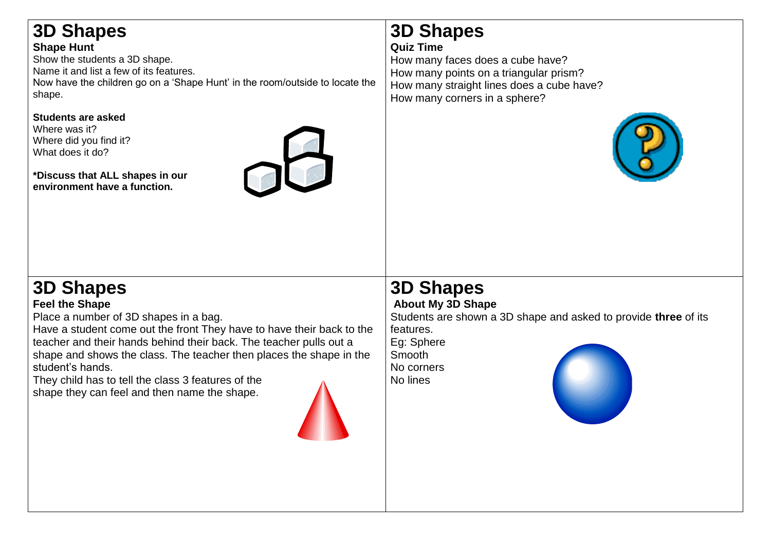# 3D Shapes

**Shape Hunt**

Show the students a 3D shape.
Name it and list a few of its features.
Now have the children go on a 'Shape Hunt' in the room/outside to locate the shape.

**Students are asked**

Where was it?
Where did you find it?
What does it do?

**\*Discuss that ALL shapes in our environment have a function.**

# 3D Shapes

**Quiz Time**

How many faces does a cube have?
How many points on a triangular prism?
How many straight lines does a cube have?
How many corners in a sphere?

# 3D Shapes

**Feel the Shape**

Place a number of 3D shapes in a bag.
Have a student come out the front They have to have their back to the teacher and their hands behind their back. The teacher pulls out a shape and shows the class. The teacher then places the shape in the student's hands.
They child has to tell the class 3 features of the shape they can feel and then name the shape.

# 3D Shapes

**About My 3D Shape**

Students are shown a 3D shape and asked to provide **three** of its features.
Eg: Sphere
Smooth
No corners
No lines